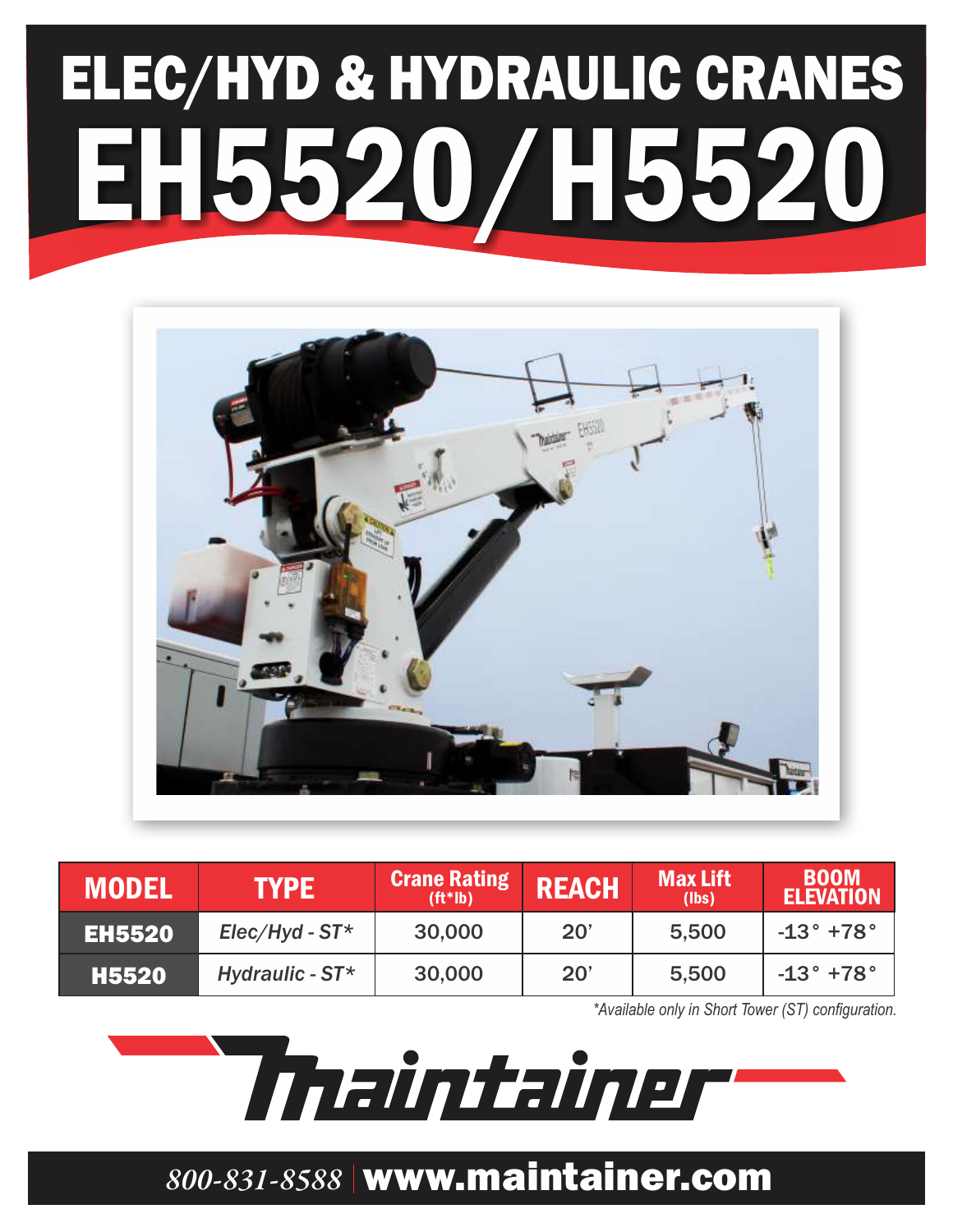# ELEC/HYD & HYDRAULIC CRANES

# EH5520/H5520

| MODEL | TYPE | Crane Rating (ft*lb) | REACH | Max Lift (lbs) | BOOM ELEVATION |
|---|---|---|---|---|---|
| **EH5520** | *Elec/Hyd - ST** | 30,000 | 20' | 5,500 | -13° +78° |
| **H5520** | *Hydraulic - ST** | 30,000 | 20' | 5,500 | -13° +78° |

**Available only in Short Tower (ST) configuration.*

Maintainer

*800-831-8588* | **www.maintainer.com**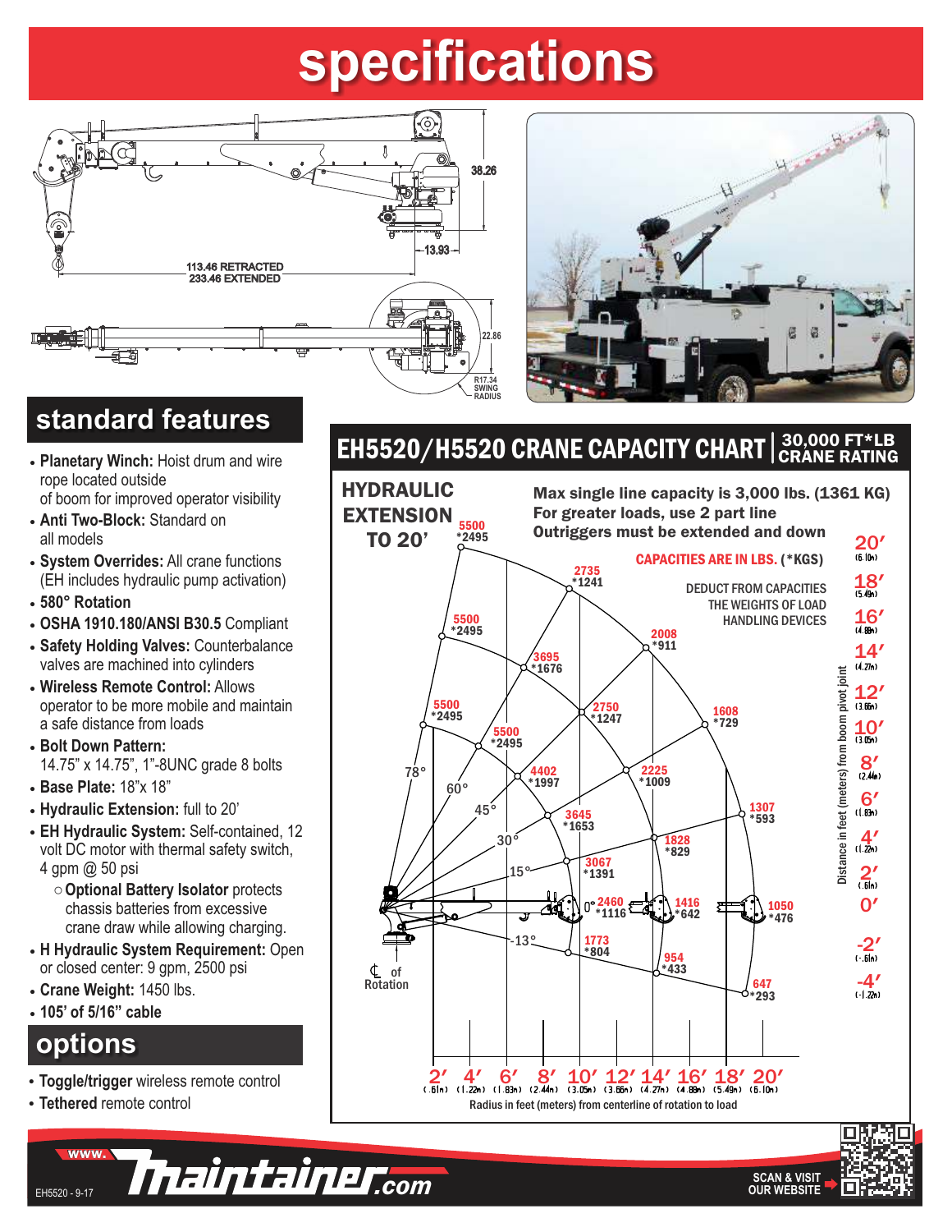# specifications

38.26

13.93

113.46 RETRACTED
233.46 EXTENDED

22.86

R17.34
SWING
RADIUS

## standard features

- **Planetary Winch:** Hoist drum and wire rope located outside of boom for improved operator visibility
- **Anti Two-Block:** Standard on all models
- **System Overrides:** All crane functions (EH includes hydraulic pump activation)
- **580° Rotation**
- **OSHA 1910.180/ANSI B30.5** Compliant
- **Safety Holding Valves:** Counterbalance valves are machined into cylinders
- **Wireless Remote Control:** Allows operator to be more mobile and maintain a safe distance from loads
- **Bolt Down Pattern:** 14.75" x 14.75", 1"-8UNC grade 8 bolts
- **Base Plate:** 18"x 18"
- **Hydraulic Extension:** full to 20'
- **EH Hydraulic System:** Self-contained, 12 volt DC motor with thermal safety switch, 4 gpm @ 50 psi
  - **Optional Battery Isolator** protects chassis batteries from excessive crane draw while allowing charging.
- **H Hydraulic System Requirement:** Open or closed center: 9 gpm, 2500 psi
- **Crane Weight:** 1450 lbs.
- **105' of 5/16" cable**

## options

- **Toggle/trigger** wireless remote control
- **Tethered** remote control

## EH5520/H5520 CRANE CAPACITY CHART | 30,000 FT*LB CRANE RATING

HYDRAULIC EXTENSION TO 20'

Max single line capacity is 3,000 lbs. (1361 KG)
For greater loads, use 2 part line
Outriggers must be extended and down

CAPACITIES ARE IN LBS. (*KGS)

DEDUCT FROM CAPACITIES THE WEIGHTS OF LOAD HANDLING DEVICES

5500 *2495
2735 *1241
5500 *2495
3695 *1676
2008 *911
5500 *2495
2750 *1247
1608 *729
5500 *2495
4402 *1997
2225 *1009
3645 *1653
1307 *593
1828 *829
3067 *1391
2460 *1116
1416 *642
1050 *476
1773 *804
954 *433
647 *293

78°
60°
45°
30°
15°
0°
-13°

℄ of Rotation

Distance in feet (meters) from boom pivot joint

20' (6.10m)
18' (5.49m)
16' (4.88m)
14' (4.27m)
12' (3.66m)
10' (3.05m)
8' (2.44m)
6' (1.83m)
4' (1.22m)
2' (.61m)
0'
-2' (-.61m)
-4' (-1.22m)

2' (.61m) 4' (1.22m) 6' (1.83m) 8' (2.44m) 10' (3.05m) 12' (3.66m) 14' (4.27m) 16' (4.88m) 18' (5.49m) 20' (6.10m)

Radius in feet (meters) from centerline of rotation to load

www.maintainer.com

EH5520 - 9-17

SCAN & VISIT OUR WEBSITE